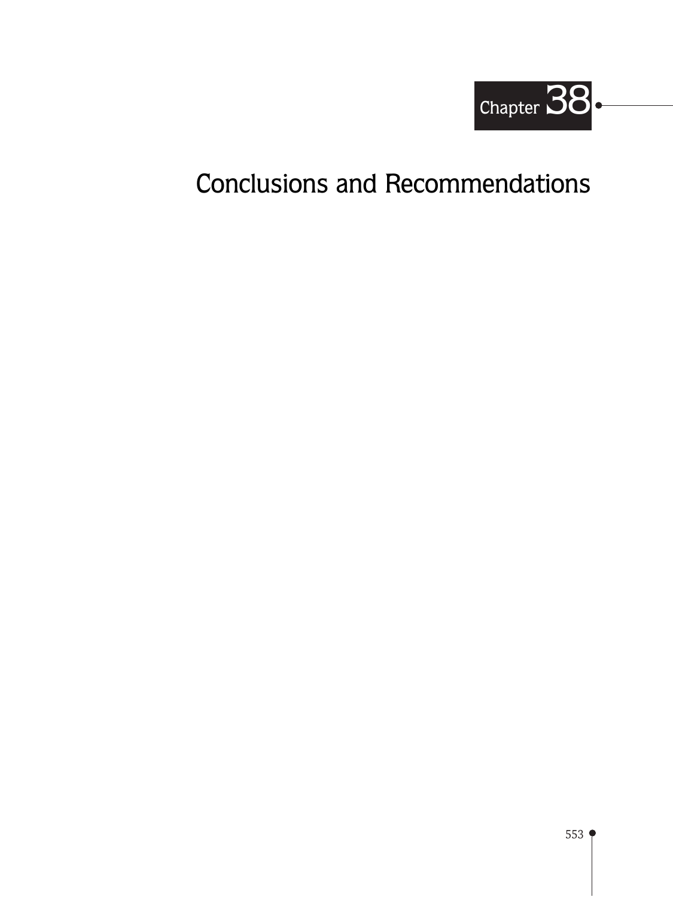Chapter 38

# Conclusions and Recommendations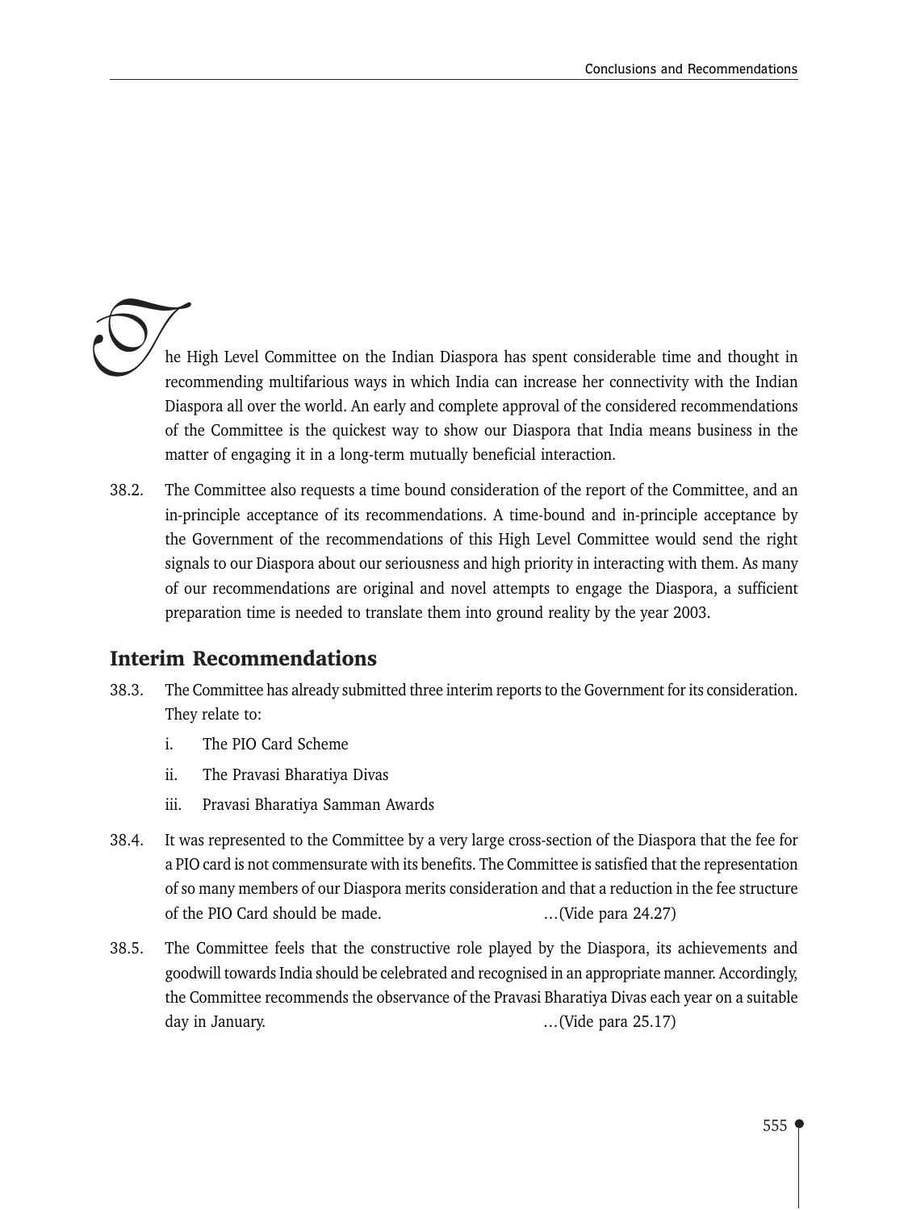The High Level Committee on the Indian Diaspora has spent considerable time and thought in recommending multifarious ways in which India can increase her connectivity with the Indian Diaspora all over the world. An early and complete approval of the considered recommendations of the Committee is the quickest way to show our Diaspora that India means business in the matter of engaging it in a long-term mutually beneficial interaction.

38.2. The Committee also requests a time bound consideration of the report of the Committee, and an in-principle acceptance of its recommendations. A time-bound and in-principle acceptance by the Government of the recommendations of this High Level Committee would send the right signals to our Diaspora about our seriousness and high priority in interacting with them. As many of our recommendations are original and novel attempts to engage the Diaspora, a sufficient preparation time is needed to translate them into ground reality by the year 2003.

## Interim Recommendations

38.3. The Committee has already submitted three interim reports to the Government for its consideration. They relate to:

i. The PIO Card Scheme

ii. The Pravasi Bharatiya Divas

iii. Pravasi Bharatiya Samman Awards

38.4. It was represented to the Committee by a very large cross-section of the Diaspora that the fee for a PIO card is not commensurate with its benefits. The Committee is satisfied that the representation of so many members of our Diaspora merits consideration and that a reduction in the fee structure of the PIO Card should be made. …(Vide para 24.27)

38.5. The Committee feels that the constructive role played by the Diaspora, its achievements and goodwill towards India should be celebrated and recognised in an appropriate manner. Accordingly, the Committee recommends the observance of the Pravasi Bharatiya Divas each year on a suitable day in January. …(Vide para 25.17)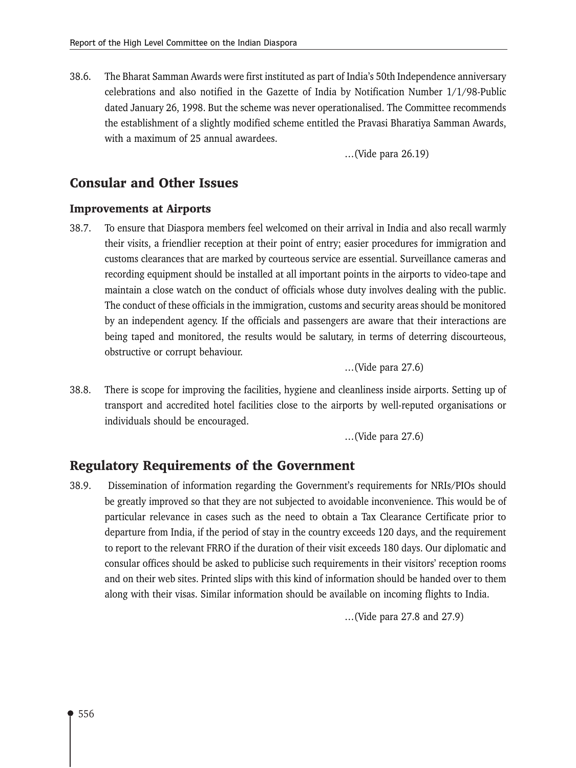38.6. The Bharat Samman Awards were first instituted as part of India's 50th Independence anniversary celebrations and also notified in the Gazette of India by Notification Number 1/1/98-Public dated January 26, 1998. But the scheme was never operationalised. The Committee recommends the establishment of a slightly modified scheme entitled the Pravasi Bharatiya Samman Awards, with a maximum of 25 annual awardees.

…(Vide para 26.19)

## Consular and Other Issues

### Improvements at Airports

38.7. To ensure that Diaspora members feel welcomed on their arrival in India and also recall warmly their visits, a friendlier reception at their point of entry; easier procedures for immigration and customs clearances that are marked by courteous service are essential. Surveillance cameras and recording equipment should be installed at all important points in the airports to video-tape and maintain a close watch on the conduct of officials whose duty involves dealing with the public. The conduct of these officials in the immigration, customs and security areas should be monitored by an independent agency. If the officials and passengers are aware that their interactions are being taped and monitored, the results would be salutary, in terms of deterring discourteous, obstructive or corrupt behaviour.

…(Vide para 27.6)

38.8. There is scope for improving the facilities, hygiene and cleanliness inside airports. Setting up of transport and accredited hotel facilities close to the airports by well-reputed organisations or individuals should be encouraged.

…(Vide para 27.6)

## Regulatory Requirements of the Government

38.9. Dissemination of information regarding the Government's requirements for NRIs/PIOs should be greatly improved so that they are not subjected to avoidable inconvenience. This would be of particular relevance in cases such as the need to obtain a Tax Clearance Certificate prior to departure from India, if the period of stay in the country exceeds 120 days, and the requirement to report to the relevant FRRO if the duration of their visit exceeds 180 days. Our diplomatic and consular offices should be asked to publicise such requirements in their visitors' reception rooms and on their web sites. Printed slips with this kind of information should be handed over to them along with their visas. Similar information should be available on incoming flights to India.

…(Vide para 27.8 and 27.9)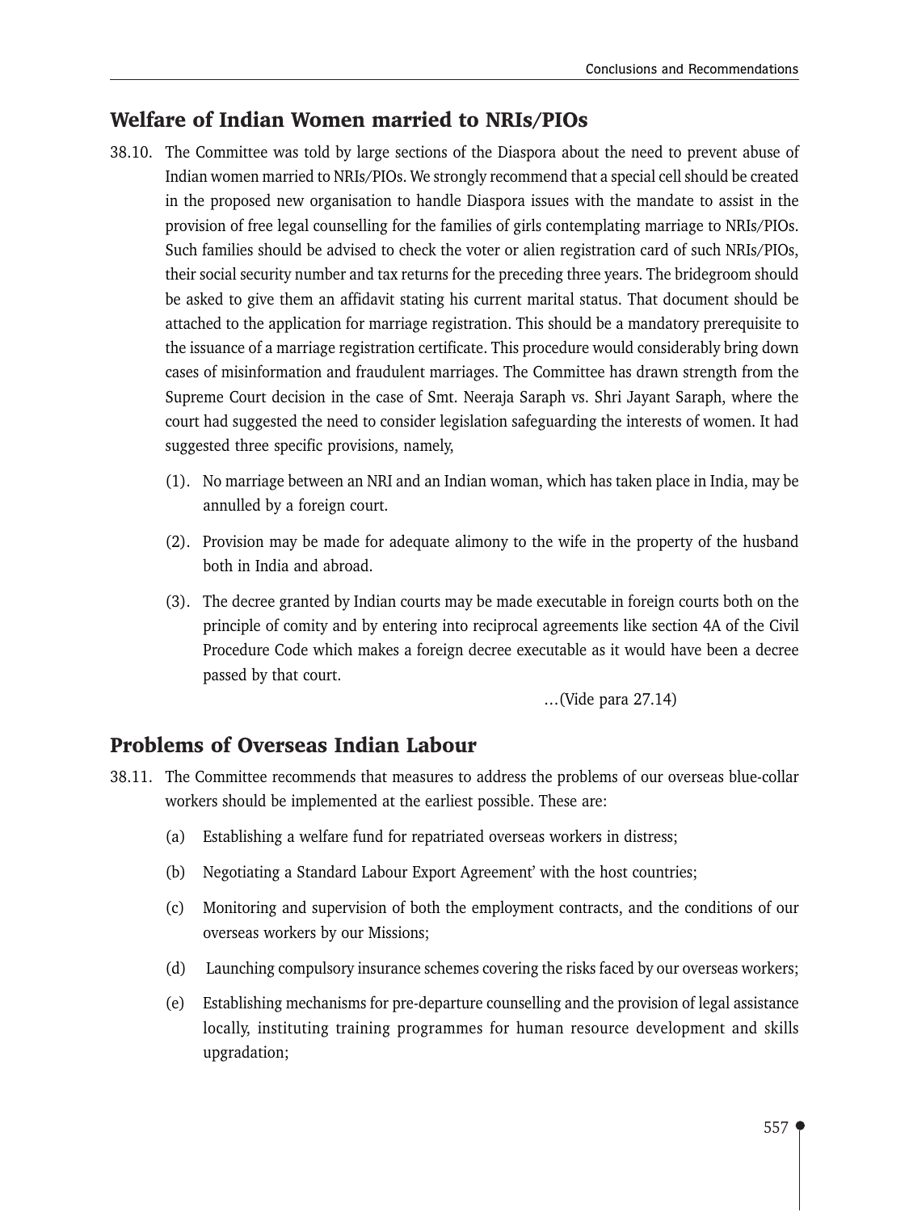## Welfare of Indian Women married to NRIs/PIOs

38.10. The Committee was told by large sections of the Diaspora about the need to prevent abuse of Indian women married to NRIs/PIOs. We strongly recommend that a special cell should be created in the proposed new organisation to handle Diaspora issues with the mandate to assist in the provision of free legal counselling for the families of girls contemplating marriage to NRIs/PIOs. Such families should be advised to check the voter or alien registration card of such NRIs/PIOs, their social security number and tax returns for the preceding three years. The bridegroom should be asked to give them an affidavit stating his current marital status. That document should be attached to the application for marriage registration. This should be a mandatory prerequisite to the issuance of a marriage registration certificate. This procedure would considerably bring down cases of misinformation and fraudulent marriages. The Committee has drawn strength from the Supreme Court decision in the case of Smt. Neeraja Saraph vs. Shri Jayant Saraph, where the court had suggested the need to consider legislation safeguarding the interests of women. It had suggested three specific provisions, namely,

(1). No marriage between an NRI and an Indian woman, which has taken place in India, may be annulled by a foreign court.

(2). Provision may be made for adequate alimony to the wife in the property of the husband both in India and abroad.

(3). The decree granted by Indian courts may be made executable in foreign courts both on the principle of comity and by entering into reciprocal agreements like section 4A of the Civil Procedure Code which makes a foreign decree executable as it would have been a decree passed by that court.

…(Vide para 27.14)

## Problems of Overseas Indian Labour

38.11. The Committee recommends that measures to address the problems of our overseas blue-collar workers should be implemented at the earliest possible. These are:

(a) Establishing a welfare fund for repatriated overseas workers in distress;

(b) Negotiating a Standard Labour Export Agreement' with the host countries;

(c) Monitoring and supervision of both the employment contracts, and the conditions of our overseas workers by our Missions;

(d) Launching compulsory insurance schemes covering the risks faced by our overseas workers;

(e) Establishing mechanisms for pre-departure counselling and the provision of legal assistance locally, instituting training programmes for human resource development and skills upgradation;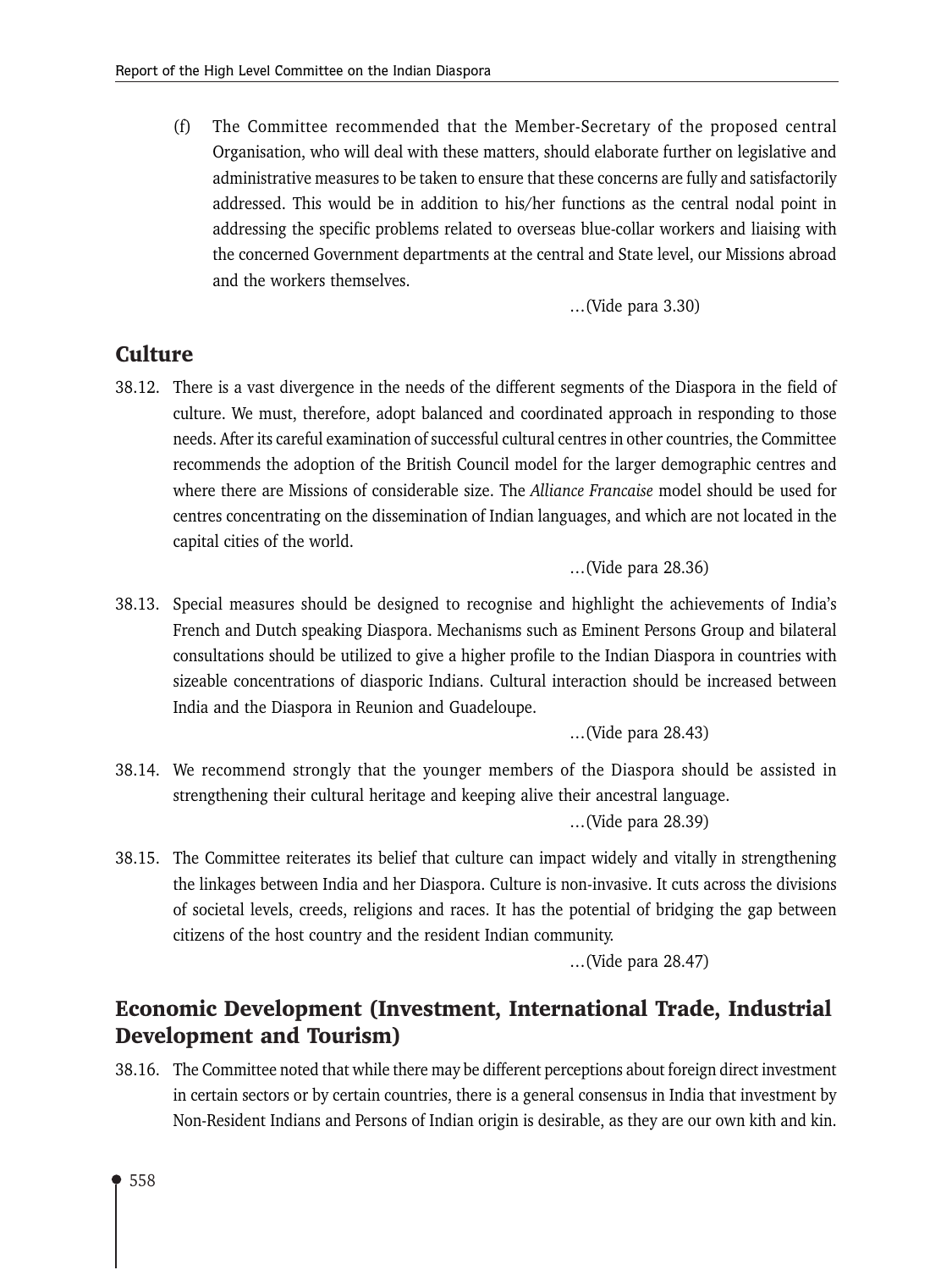(f) The Committee recommended that the Member-Secretary of the proposed central Organisation, who will deal with these matters, should elaborate further on legislative and administrative measures to be taken to ensure that these concerns are fully and satisfactorily addressed. This would be in addition to his/her functions as the central nodal point in addressing the specific problems related to overseas blue-collar workers and liaising with the concerned Government departments at the central and State level, our Missions abroad and the workers themselves.

…(Vide para 3.30)

## Culture

38.12. There is a vast divergence in the needs of the different segments of the Diaspora in the field of culture. We must, therefore, adopt balanced and coordinated approach in responding to those needs. After its careful examination of successful cultural centres in other countries, the Committee recommends the adoption of the British Council model for the larger demographic centres and where there are Missions of considerable size. The *Alliance Francaise* model should be used for centres concentrating on the dissemination of Indian languages, and which are not located in the capital cities of the world.

…(Vide para 28.36)

38.13. Special measures should be designed to recognise and highlight the achievements of India's French and Dutch speaking Diaspora. Mechanisms such as Eminent Persons Group and bilateral consultations should be utilized to give a higher profile to the Indian Diaspora in countries with sizeable concentrations of diasporic Indians. Cultural interaction should be increased between India and the Diaspora in Reunion and Guadeloupe.

…(Vide para 28.43)

38.14. We recommend strongly that the younger members of the Diaspora should be assisted in strengthening their cultural heritage and keeping alive their ancestral language.

…(Vide para 28.39)

38.15. The Committee reiterates its belief that culture can impact widely and vitally in strengthening the linkages between India and her Diaspora. Culture is non-invasive. It cuts across the divisions of societal levels, creeds, religions and races. It has the potential of bridging the gap between citizens of the host country and the resident Indian community.

…(Vide para 28.47)

## Economic Development (Investment, International Trade, Industrial Development and Tourism)

38.16. The Committee noted that while there may be different perceptions about foreign direct investment in certain sectors or by certain countries, there is a general consensus in India that investment by Non-Resident Indians and Persons of Indian origin is desirable, as they are our own kith and kin.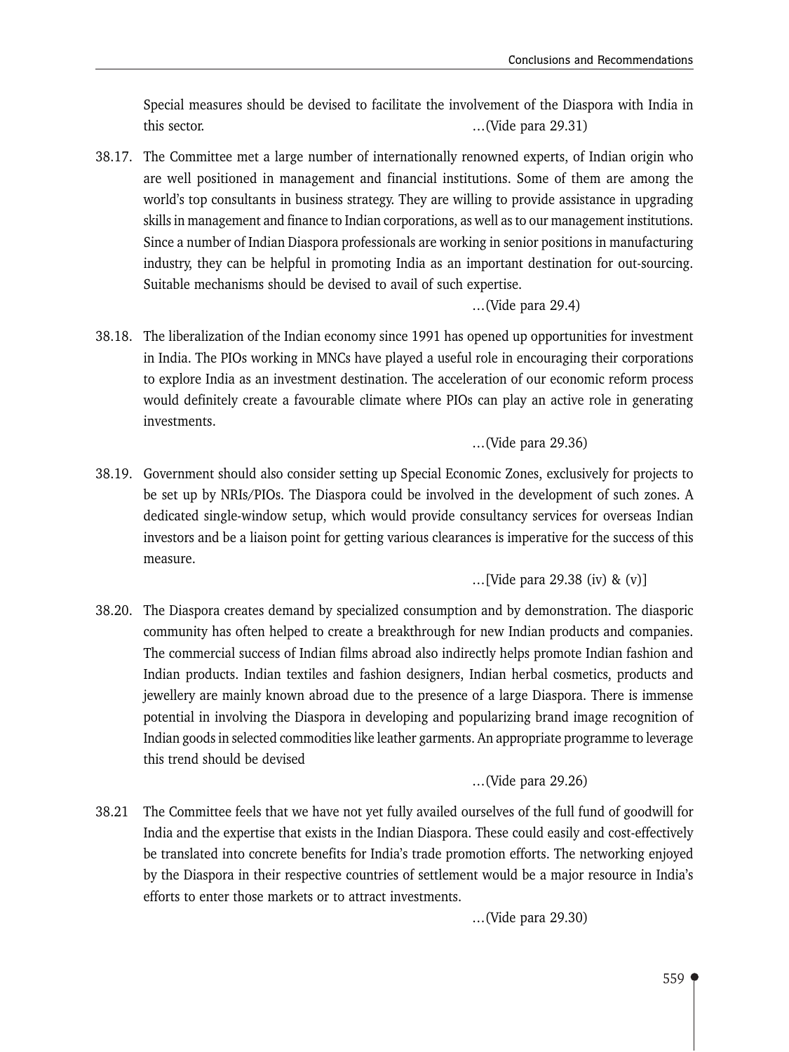Special measures should be devised to facilitate the involvement of the Diaspora with India in this sector. …(Vide para 29.31)

38.17. The Committee met a large number of internationally renowned experts, of Indian origin who are well positioned in management and financial institutions. Some of them are among the world's top consultants in business strategy. They are willing to provide assistance in upgrading skills in management and finance to Indian corporations, as well as to our management institutions. Since a number of Indian Diaspora professionals are working in senior positions in manufacturing industry, they can be helpful in promoting India as an important destination for out-sourcing. Suitable mechanisms should be devised to avail of such expertise.

…(Vide para 29.4)

38.18. The liberalization of the Indian economy since 1991 has opened up opportunities for investment in India. The PIOs working in MNCs have played a useful role in encouraging their corporations to explore India as an investment destination. The acceleration of our economic reform process would definitely create a favourable climate where PIOs can play an active role in generating investments.

…(Vide para 29.36)

38.19. Government should also consider setting up Special Economic Zones, exclusively for projects to be set up by NRIs/PIOs. The Diaspora could be involved in the development of such zones. A dedicated single-window setup, which would provide consultancy services for overseas Indian investors and be a liaison point for getting various clearances is imperative for the success of this measure.

…[Vide para 29.38 (iv) & (v)]

38.20. The Diaspora creates demand by specialized consumption and by demonstration. The diasporic community has often helped to create a breakthrough for new Indian products and companies. The commercial success of Indian films abroad also indirectly helps promote Indian fashion and Indian products. Indian textiles and fashion designers, Indian herbal cosmetics, products and jewellery are mainly known abroad due to the presence of a large Diaspora. There is immense potential in involving the Diaspora in developing and popularizing brand image recognition of Indian goods in selected commodities like leather garments. An appropriate programme to leverage this trend should be devised

…(Vide para 29.26)

38.21 The Committee feels that we have not yet fully availed ourselves of the full fund of goodwill for India and the expertise that exists in the Indian Diaspora. These could easily and cost-effectively be translated into concrete benefits for India's trade promotion efforts. The networking enjoyed by the Diaspora in their respective countries of settlement would be a major resource in India's efforts to enter those markets or to attract investments.

…(Vide para 29.30)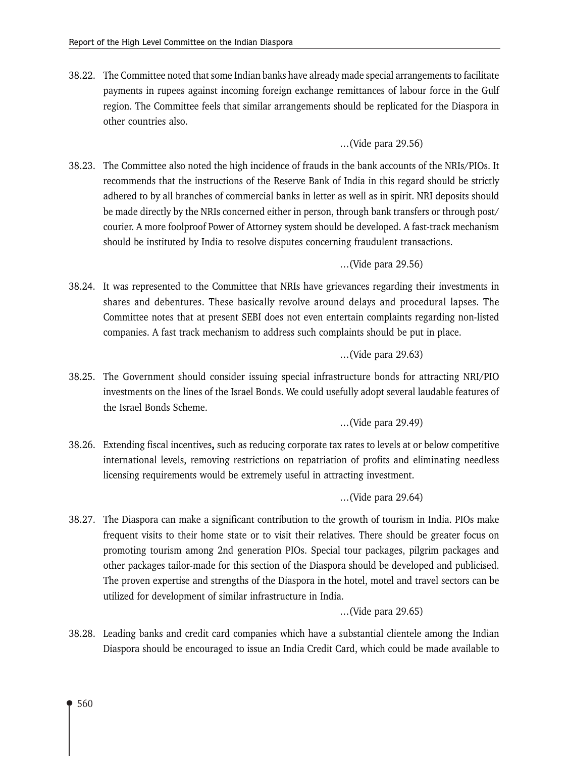38.22. The Committee noted that some Indian banks have already made special arrangements to facilitate payments in rupees against incoming foreign exchange remittances of labour force in the Gulf region. The Committee feels that similar arrangements should be replicated for the Diaspora in other countries also.

…(Vide para 29.56)

38.23. The Committee also noted the high incidence of frauds in the bank accounts of the NRIs/PIOs. It recommends that the instructions of the Reserve Bank of India in this regard should be strictly adhered to by all branches of commercial banks in letter as well as in spirit. NRI deposits should be made directly by the NRIs concerned either in person, through bank transfers or through post/ courier. A more foolproof Power of Attorney system should be developed. A fast-track mechanism should be instituted by India to resolve disputes concerning fraudulent transactions.

…(Vide para 29.56)

38.24. It was represented to the Committee that NRIs have grievances regarding their investments in shares and debentures. These basically revolve around delays and procedural lapses. The Committee notes that at present SEBI does not even entertain complaints regarding non-listed companies. A fast track mechanism to address such complaints should be put in place.

…(Vide para 29.63)

38.25. The Government should consider issuing special infrastructure bonds for attracting NRI/PIO investments on the lines of the Israel Bonds. We could usefully adopt several laudable features of the Israel Bonds Scheme.

…(Vide para 29.49)

38.26. Extending fiscal incentives**,** such as reducing corporate tax rates to levels at or below competitive international levels, removing restrictions on repatriation of profits and eliminating needless licensing requirements would be extremely useful in attracting investment.

…(Vide para 29.64)

38.27. The Diaspora can make a significant contribution to the growth of tourism in India. PIOs make frequent visits to their home state or to visit their relatives. There should be greater focus on promoting tourism among 2nd generation PIOs. Special tour packages, pilgrim packages and other packages tailor-made for this section of the Diaspora should be developed and publicised. The proven expertise and strengths of the Diaspora in the hotel, motel and travel sectors can be utilized for development of similar infrastructure in India.

…(Vide para 29.65)

38.28. Leading banks and credit card companies which have a substantial clientele among the Indian Diaspora should be encouraged to issue an India Credit Card, which could be made available to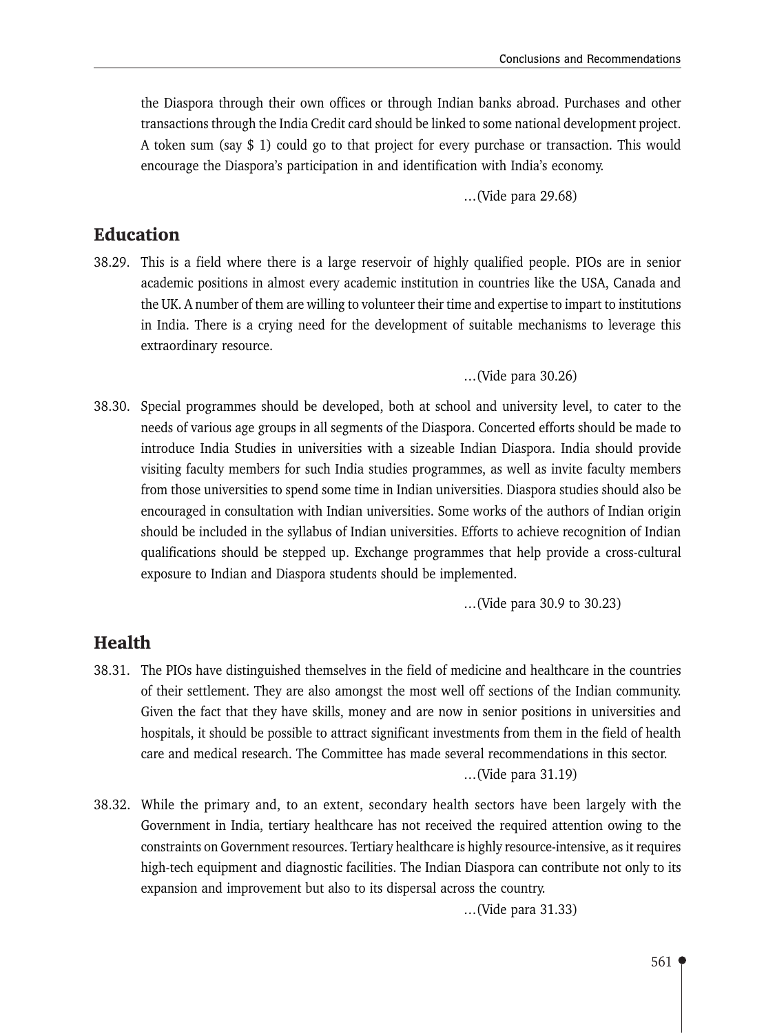the Diaspora through their own offices or through Indian banks abroad. Purchases and other transactions through the India Credit card should be linked to some national development project. A token sum (say $ 1) could go to that project for every purchase or transaction. This would encourage the Diaspora's participation in and identification with India's economy.

…(Vide para 29.68)

## Education

38.29. This is a field where there is a large reservoir of highly qualified people. PIOs are in senior academic positions in almost every academic institution in countries like the USA, Canada and the UK. A number of them are willing to volunteer their time and expertise to impart to institutions in India. There is a crying need for the development of suitable mechanisms to leverage this extraordinary resource.

…(Vide para 30.26)

38.30. Special programmes should be developed, both at school and university level, to cater to the needs of various age groups in all segments of the Diaspora. Concerted efforts should be made to introduce India Studies in universities with a sizeable Indian Diaspora. India should provide visiting faculty members for such India studies programmes, as well as invite faculty members from those universities to spend some time in Indian universities. Diaspora studies should also be encouraged in consultation with Indian universities. Some works of the authors of Indian origin should be included in the syllabus of Indian universities. Efforts to achieve recognition of Indian qualifications should be stepped up. Exchange programmes that help provide a cross-cultural exposure to Indian and Diaspora students should be implemented.

…(Vide para 30.9 to 30.23)

## Health

38.31. The PIOs have distinguished themselves in the field of medicine and healthcare in the countries of their settlement. They are also amongst the most well off sections of the Indian community. Given the fact that they have skills, money and are now in senior positions in universities and hospitals, it should be possible to attract significant investments from them in the field of health care and medical research. The Committee has made several recommendations in this sector.

…(Vide para 31.19)

38.32. While the primary and, to an extent, secondary health sectors have been largely with the Government in India, tertiary healthcare has not received the required attention owing to the constraints on Government resources. Tertiary healthcare is highly resource-intensive, as it requires high-tech equipment and diagnostic facilities. The Indian Diaspora can contribute not only to its expansion and improvement but also to its dispersal across the country.

…(Vide para 31.33)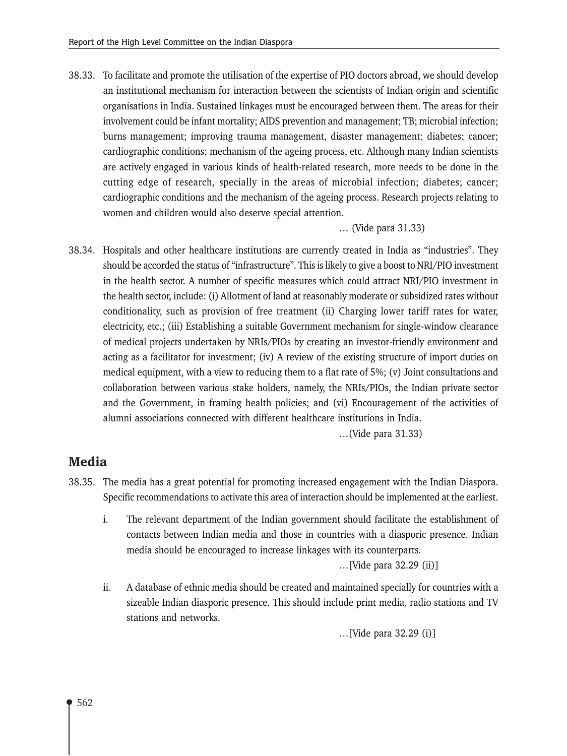38.33. To facilitate and promote the utilisation of the expertise of PIO doctors abroad, we should develop an institutional mechanism for interaction between the scientists of Indian origin and scientific organisations in India. Sustained linkages must be encouraged between them. The areas for their involvement could be infant mortality; AIDS prevention and management; TB; microbial infection; burns management; improving trauma management, disaster management; diabetes; cancer; cardiographic conditions; mechanism of the ageing process, etc. Although many Indian scientists are actively engaged in various kinds of health-related research, more needs to be done in the cutting edge of research, specially in the areas of microbial infection; diabetes; cancer; cardiographic conditions and the mechanism of the ageing process. Research projects relating to women and children would also deserve special attention.

… (Vide para 31.33)

38.34. Hospitals and other healthcare institutions are currently treated in India as "industries". They should be accorded the status of "infrastructure". This is likely to give a boost to NRI/PIO investment in the health sector. A number of specific measures which could attract NRI/PIO investment in the health sector, include: (i) Allotment of land at reasonably moderate or subsidized rates without conditionality, such as provision of free treatment (ii) Charging lower tariff rates for water, electricity, etc.; (iii) Establishing a suitable Government mechanism for single-window clearance of medical projects undertaken by NRIs/PIOs by creating an investor-friendly environment and acting as a facilitator for investment; (iv) A review of the existing structure of import duties on medical equipment, with a view to reducing them to a flat rate of 5%; (v) Joint consultations and collaboration between various stake holders, namely, the NRIs/PIOs, the Indian private sector and the Government, in framing health policies; and (vi) Encouragement of the activities of alumni associations connected with different healthcare institutions in India.

…(Vide para 31.33)

## Media

38.35. The media has a great potential for promoting increased engagement with the Indian Diaspora. Specific recommendations to activate this area of interaction should be implemented at the earliest.

i. The relevant department of the Indian government should facilitate the establishment of contacts between Indian media and those in countries with a diasporic presence. Indian media should be encouraged to increase linkages with its counterparts.

…[Vide para 32.29 (ii)]

ii. A database of ethnic media should be created and maintained specially for countries with a sizeable Indian diasporic presence. This should include print media, radio stations and TV stations and networks.

…[Vide para 32.29 (i)]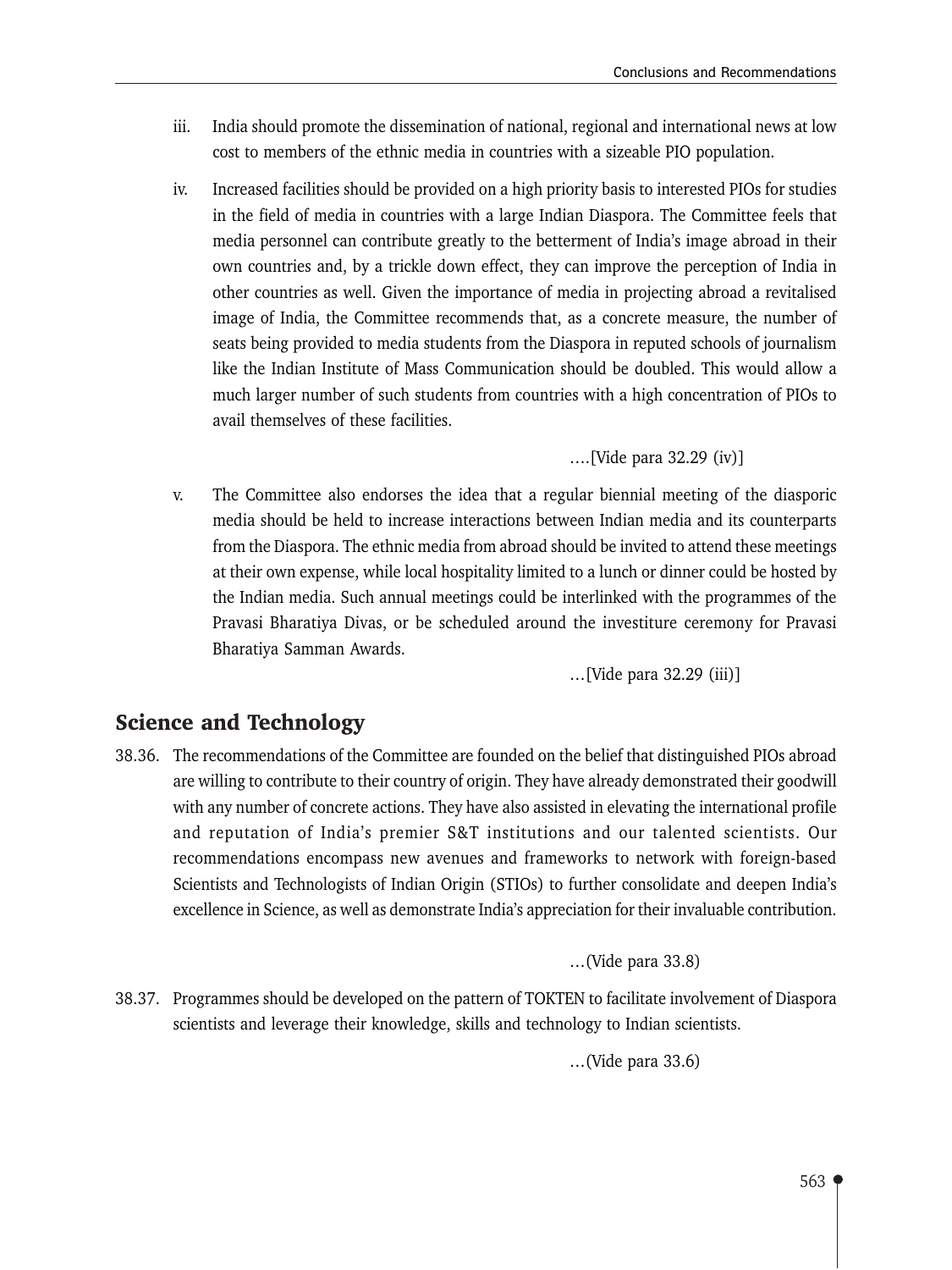iii. India should promote the dissemination of national, regional and international news at low cost to members of the ethnic media in countries with a sizeable PIO population.

iv. Increased facilities should be provided on a high priority basis to interested PIOs for studies in the field of media in countries with a large Indian Diaspora. The Committee feels that media personnel can contribute greatly to the betterment of India's image abroad in their own countries and, by a trickle down effect, they can improve the perception of India in other countries as well. Given the importance of media in projecting abroad a revitalised image of India, the Committee recommends that, as a concrete measure, the number of seats being provided to media students from the Diaspora in reputed schools of journalism like the Indian Institute of Mass Communication should be doubled. This would allow a much larger number of such students from countries with a high concentration of PIOs to avail themselves of these facilities.

....[Vide para 32.29 (iv)]

v. The Committee also endorses the idea that a regular biennial meeting of the diasporic media should be held to increase interactions between Indian media and its counterparts from the Diaspora. The ethnic media from abroad should be invited to attend these meetings at their own expense, while local hospitality limited to a lunch or dinner could be hosted by the Indian media. Such annual meetings could be interlinked with the programmes of the Pravasi Bharatiya Divas, or be scheduled around the investiture ceremony for Pravasi Bharatiya Samman Awards.

...[Vide para 32.29 (iii)]

## Science and Technology

38.36. The recommendations of the Committee are founded on the belief that distinguished PIOs abroad are willing to contribute to their country of origin. They have already demonstrated their goodwill with any number of concrete actions. They have also assisted in elevating the international profile and reputation of India's premier S&T institutions and our talented scientists. Our recommendations encompass new avenues and frameworks to network with foreign-based Scientists and Technologists of Indian Origin (STIOs) to further consolidate and deepen India's excellence in Science, as well as demonstrate India's appreciation for their invaluable contribution.

...(Vide para 33.8)

38.37. Programmes should be developed on the pattern of TOKTEN to facilitate involvement of Diaspora scientists and leverage their knowledge, skills and technology to Indian scientists.

...(Vide para 33.6)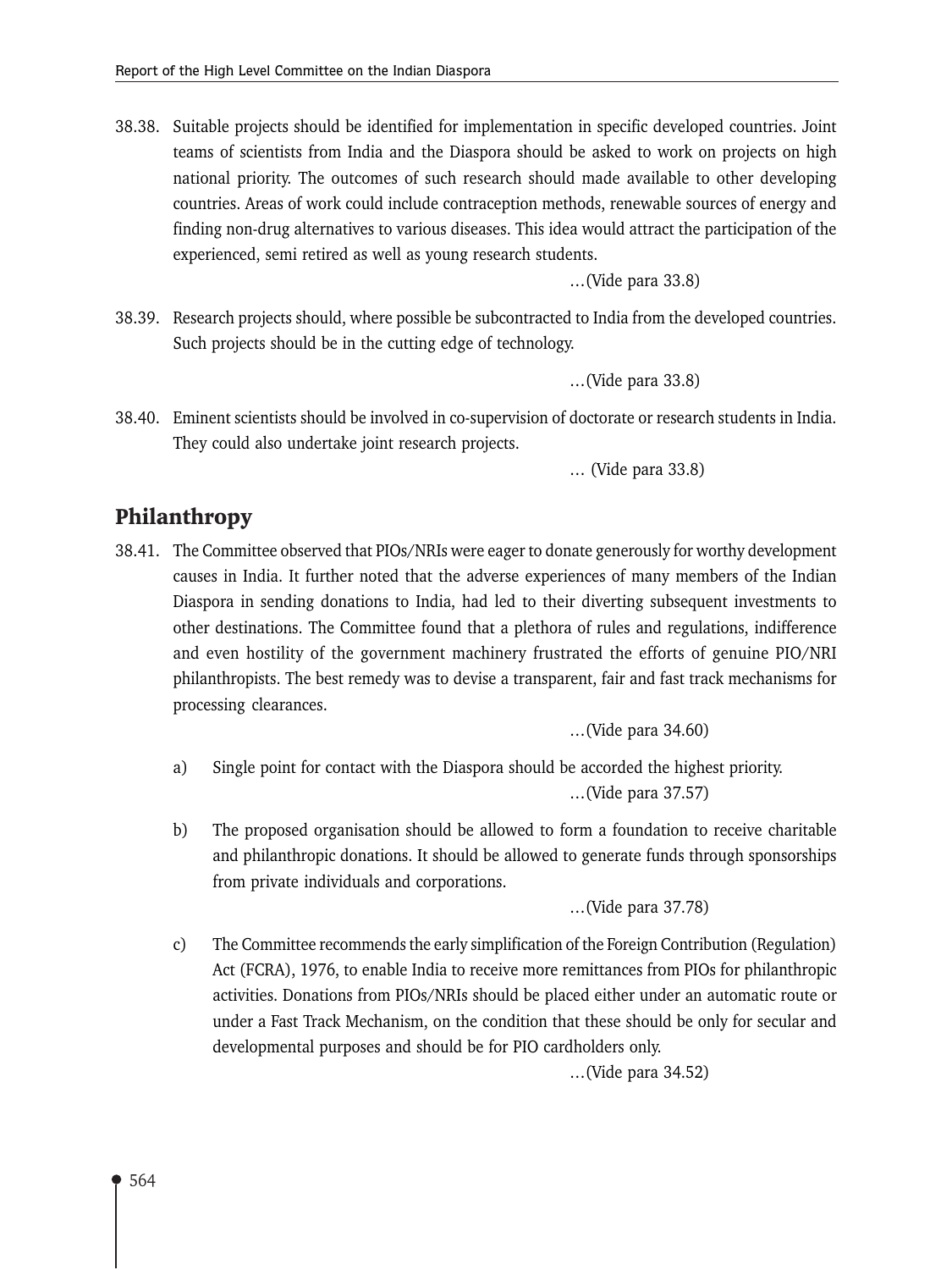38.38. Suitable projects should be identified for implementation in specific developed countries. Joint teams of scientists from India and the Diaspora should be asked to work on projects on high national priority. The outcomes of such research should made available to other developing countries. Areas of work could include contraception methods, renewable sources of energy and finding non-drug alternatives to various diseases. This idea would attract the participation of the experienced, semi retired as well as young research students.

…(Vide para 33.8)

38.39. Research projects should, where possible be subcontracted to India from the developed countries. Such projects should be in the cutting edge of technology.

…(Vide para 33.8)

38.40. Eminent scientists should be involved in co-supervision of doctorate or research students in India. They could also undertake joint research projects.

… (Vide para 33.8)

## Philanthropy

38.41. The Committee observed that PIOs/NRIs were eager to donate generously for worthy development causes in India. It further noted that the adverse experiences of many members of the Indian Diaspora in sending donations to India, had led to their diverting subsequent investments to other destinations. The Committee found that a plethora of rules and regulations, indifference and even hostility of the government machinery frustrated the efforts of genuine PIO/NRI philanthropists. The best remedy was to devise a transparent, fair and fast track mechanisms for processing clearances.

…(Vide para 34.60)

a) Single point for contact with the Diaspora should be accorded the highest priority.

…(Vide para 37.57)

b) The proposed organisation should be allowed to form a foundation to receive charitable and philanthropic donations. It should be allowed to generate funds through sponsorships from private individuals and corporations.

…(Vide para 37.78)

c) The Committee recommends the early simplification of the Foreign Contribution (Regulation) Act (FCRA), 1976, to enable India to receive more remittances from PIOs for philanthropic activities. Donations from PIOs/NRIs should be placed either under an automatic route or under a Fast Track Mechanism, on the condition that these should be only for secular and developmental purposes and should be for PIO cardholders only.

…(Vide para 34.52)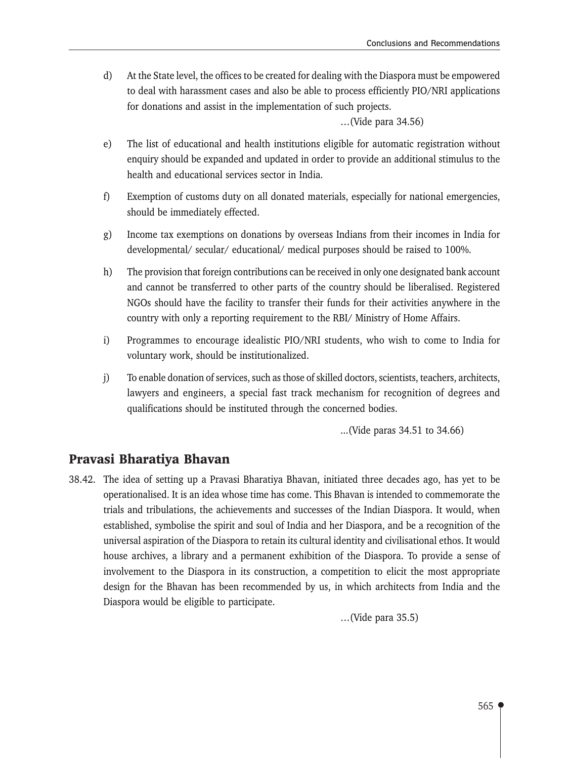d) At the State level, the offices to be created for dealing with the Diaspora must be empowered to deal with harassment cases and also be able to process efficiently PIO/NRI applications for donations and assist in the implementation of such projects.

…(Vide para 34.56)

e) The list of educational and health institutions eligible for automatic registration without enquiry should be expanded and updated in order to provide an additional stimulus to the health and educational services sector in India.

f) Exemption of customs duty on all donated materials, especially for national emergencies, should be immediately effected.

g) Income tax exemptions on donations by overseas Indians from their incomes in India for developmental/ secular/ educational/ medical purposes should be raised to 100%.

h) The provision that foreign contributions can be received in only one designated bank account and cannot be transferred to other parts of the country should be liberalised. Registered NGOs should have the facility to transfer their funds for their activities anywhere in the country with only a reporting requirement to the RBI/ Ministry of Home Affairs.

i) Programmes to encourage idealistic PIO/NRI students, who wish to come to India for voluntary work, should be institutionalized.

j) To enable donation of services, such as those of skilled doctors, scientists, teachers, architects, lawyers and engineers, a special fast track mechanism for recognition of degrees and qualifications should be instituted through the concerned bodies.

...(Vide paras 34.51 to 34.66)

## Pravasi Bharatiya Bhavan

38.42. The idea of setting up a Pravasi Bharatiya Bhavan, initiated three decades ago, has yet to be operationalised. It is an idea whose time has come. This Bhavan is intended to commemorate the trials and tribulations, the achievements and successes of the Indian Diaspora. It would, when established, symbolise the spirit and soul of India and her Diaspora, and be a recognition of the universal aspiration of the Diaspora to retain its cultural identity and civilisational ethos. It would house archives, a library and a permanent exhibition of the Diaspora. To provide a sense of involvement to the Diaspora in its construction, a competition to elicit the most appropriate design for the Bhavan has been recommended by us, in which architects from India and the Diaspora would be eligible to participate.

…(Vide para 35.5)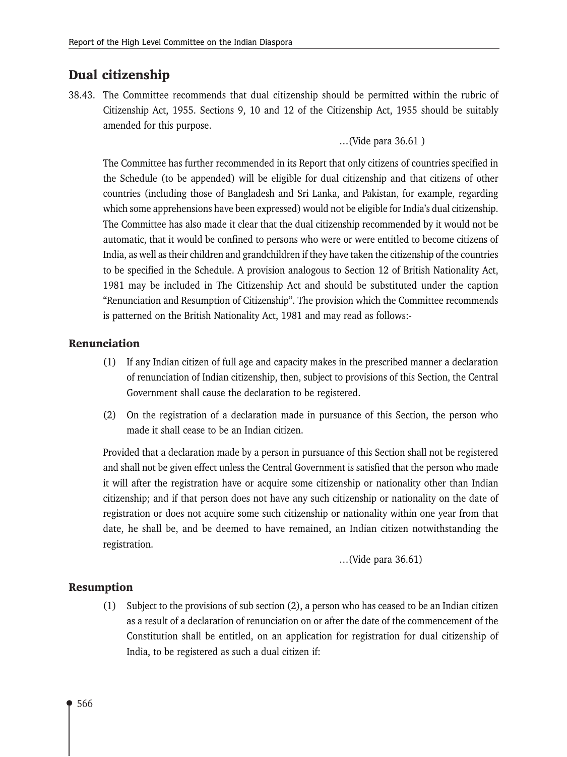## Dual citizenship

38.43. The Committee recommends that dual citizenship should be permitted within the rubric of Citizenship Act, 1955. Sections 9, 10 and 12 of the Citizenship Act, 1955 should be suitably amended for this purpose.

…(Vide para 36.61 )

The Committee has further recommended in its Report that only citizens of countries specified in the Schedule (to be appended) will be eligible for dual citizenship and that citizens of other countries (including those of Bangladesh and Sri Lanka, and Pakistan, for example, regarding which some apprehensions have been expressed) would not be eligible for India's dual citizenship. The Committee has also made it clear that the dual citizenship recommended by it would not be automatic, that it would be confined to persons who were or were entitled to become citizens of India, as well as their children and grandchildren if they have taken the citizenship of the countries to be specified in the Schedule. A provision analogous to Section 12 of British Nationality Act, 1981 may be included in The Citizenship Act and should be substituted under the caption "Renunciation and Resumption of Citizenship". The provision which the Committee recommends is patterned on the British Nationality Act, 1981 and may read as follows:-

### Renunciation

(1) If any Indian citizen of full age and capacity makes in the prescribed manner a declaration of renunciation of Indian citizenship, then, subject to provisions of this Section, the Central Government shall cause the declaration to be registered.

(2) On the registration of a declaration made in pursuance of this Section, the person who made it shall cease to be an Indian citizen.

Provided that a declaration made by a person in pursuance of this Section shall not be registered and shall not be given effect unless the Central Government is satisfied that the person who made it will after the registration have or acquire some citizenship or nationality other than Indian citizenship; and if that person does not have any such citizenship or nationality on the date of registration or does not acquire some such citizenship or nationality within one year from that date, he shall be, and be deemed to have remained, an Indian citizen notwithstanding the registration.

…(Vide para 36.61)

### Resumption

(1) Subject to the provisions of sub section (2), a person who has ceased to be an Indian citizen as a result of a declaration of renunciation on or after the date of the commencement of the Constitution shall be entitled, on an application for registration for dual citizenship of India, to be registered as such a dual citizen if: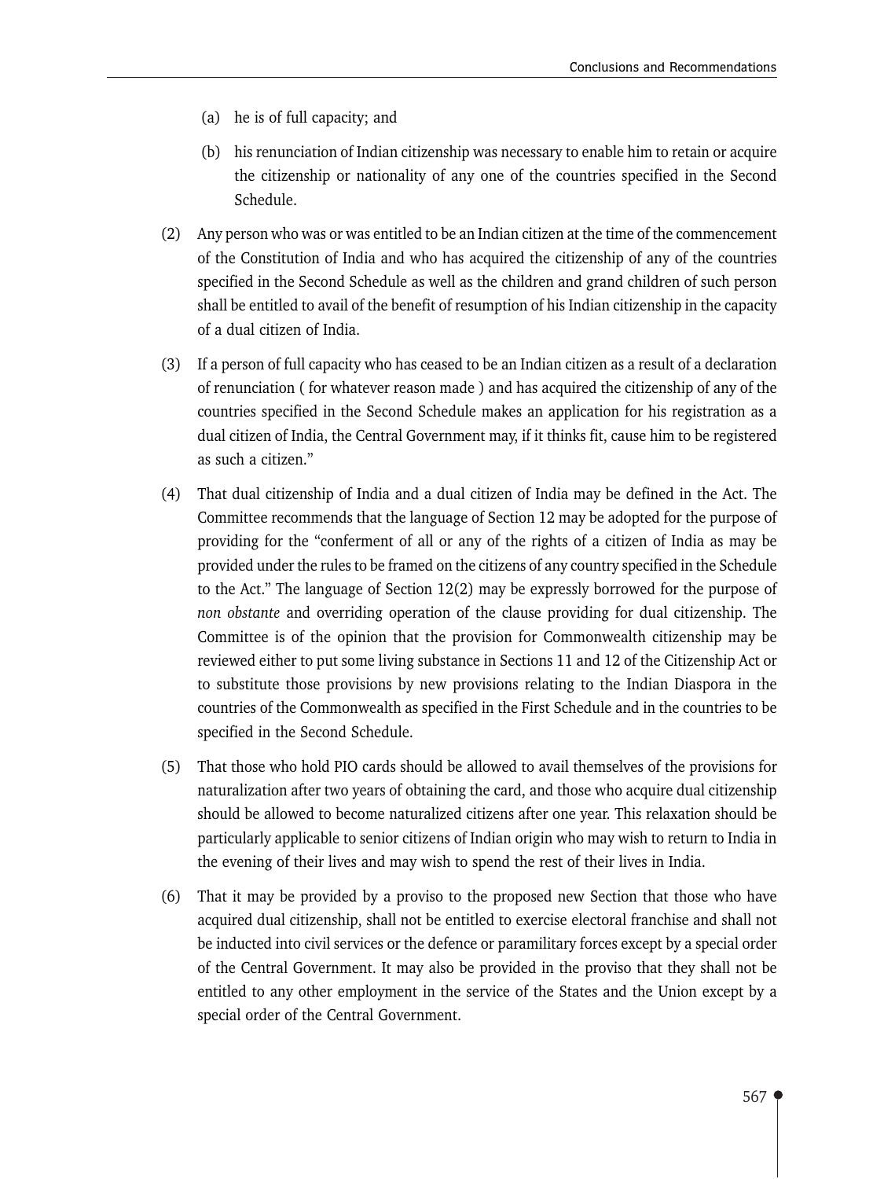(a) he is of full capacity; and

(b) his renunciation of Indian citizenship was necessary to enable him to retain or acquire the citizenship or nationality of any one of the countries specified in the Second Schedule.

(2) Any person who was or was entitled to be an Indian citizen at the time of the commencement of the Constitution of India and who has acquired the citizenship of any of the countries specified in the Second Schedule as well as the children and grand children of such person shall be entitled to avail of the benefit of resumption of his Indian citizenship in the capacity of a dual citizen of India.

(3) If a person of full capacity who has ceased to be an Indian citizen as a result of a declaration of renunciation ( for whatever reason made ) and has acquired the citizenship of any of the countries specified in the Second Schedule makes an application for his registration as a dual citizen of India, the Central Government may, if it thinks fit, cause him to be registered as such a citizen."

(4) That dual citizenship of India and a dual citizen of India may be defined in the Act. The Committee recommends that the language of Section 12 may be adopted for the purpose of providing for the "conferment of all or any of the rights of a citizen of India as may be provided under the rules to be framed on the citizens of any country specified in the Schedule to the Act." The language of Section 12(2) may be expressly borrowed for the purpose of *non obstante* and overriding operation of the clause providing for dual citizenship. The Committee is of the opinion that the provision for Commonwealth citizenship may be reviewed either to put some living substance in Sections 11 and 12 of the Citizenship Act or to substitute those provisions by new provisions relating to the Indian Diaspora in the countries of the Commonwealth as specified in the First Schedule and in the countries to be specified in the Second Schedule.

(5) That those who hold PIO cards should be allowed to avail themselves of the provisions for naturalization after two years of obtaining the card, and those who acquire dual citizenship should be allowed to become naturalized citizens after one year. This relaxation should be particularly applicable to senior citizens of Indian origin who may wish to return to India in the evening of their lives and may wish to spend the rest of their lives in India.

(6) That it may be provided by a proviso to the proposed new Section that those who have acquired dual citizenship, shall not be entitled to exercise electoral franchise and shall not be inducted into civil services or the defence or paramilitary forces except by a special order of the Central Government. It may also be provided in the proviso that they shall not be entitled to any other employment in the service of the States and the Union except by a special order of the Central Government.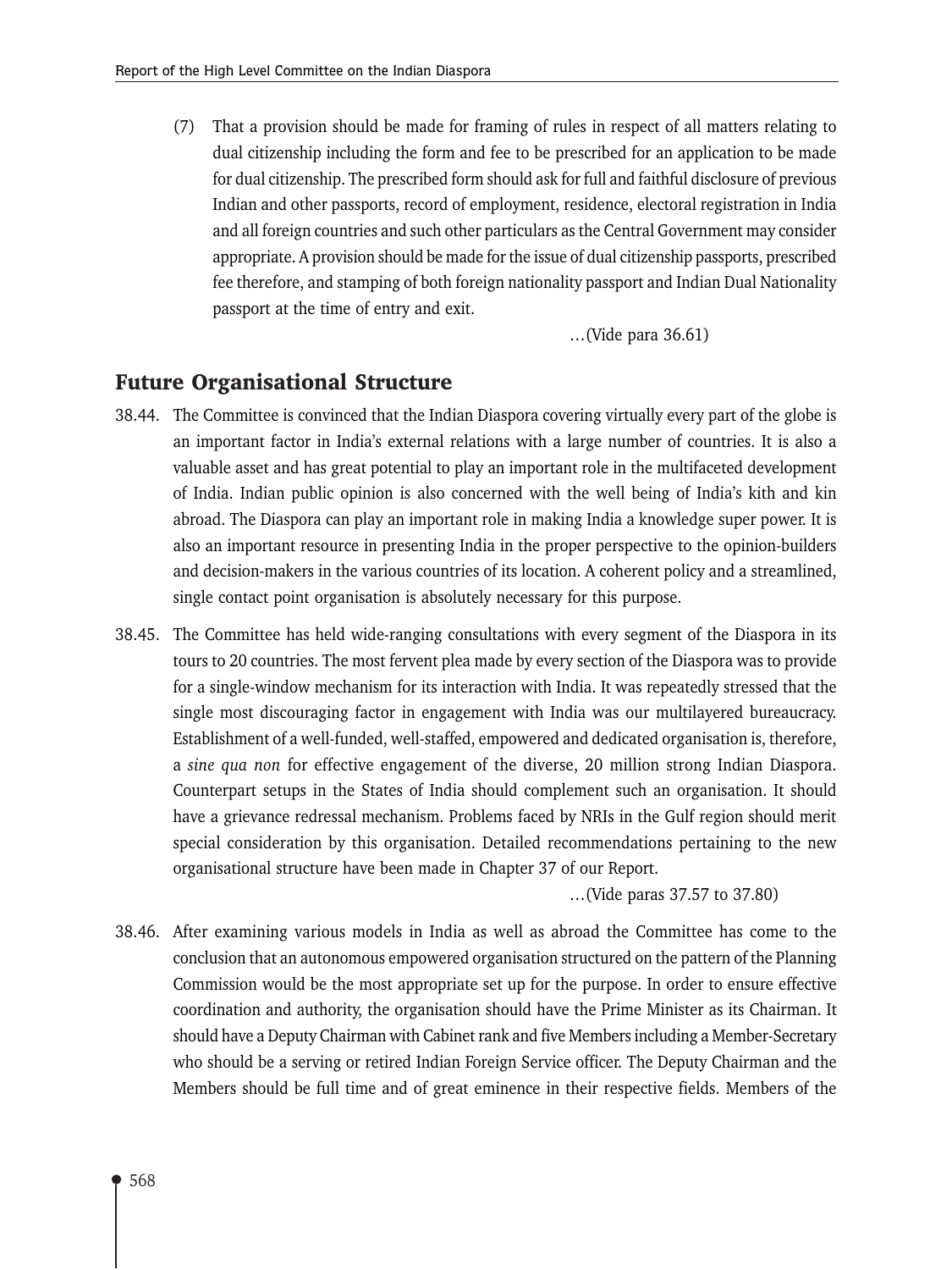(7) That a provision should be made for framing of rules in respect of all matters relating to dual citizenship including the form and fee to be prescribed for an application to be made for dual citizenship. The prescribed form should ask for full and faithful disclosure of previous Indian and other passports, record of employment, residence, electoral registration in India and all foreign countries and such other particulars as the Central Government may consider appropriate. A provision should be made for the issue of dual citizenship passports, prescribed fee therefore, and stamping of both foreign nationality passport and Indian Dual Nationality passport at the time of entry and exit.

…(Vide para 36.61)

## Future Organisational Structure

38.44. The Committee is convinced that the Indian Diaspora covering virtually every part of the globe is an important factor in India's external relations with a large number of countries. It is also a valuable asset and has great potential to play an important role in the multifaceted development of India. Indian public opinion is also concerned with the well being of India's kith and kin abroad. The Diaspora can play an important role in making India a knowledge super power. It is also an important resource in presenting India in the proper perspective to the opinion-builders and decision-makers in the various countries of its location. A coherent policy and a streamlined, single contact point organisation is absolutely necessary for this purpose.

38.45. The Committee has held wide-ranging consultations with every segment of the Diaspora in its tours to 20 countries. The most fervent plea made by every section of the Diaspora was to provide for a single-window mechanism for its interaction with India. It was repeatedly stressed that the single most discouraging factor in engagement with India was our multilayered bureaucracy. Establishment of a well-funded, well-staffed, empowered and dedicated organisation is, therefore, a *sine qua non* for effective engagement of the diverse, 20 million strong Indian Diaspora. Counterpart setups in the States of India should complement such an organisation. It should have a grievance redressal mechanism. Problems faced by NRIs in the Gulf region should merit special consideration by this organisation. Detailed recommendations pertaining to the new organisational structure have been made in Chapter 37 of our Report.

…(Vide paras 37.57 to 37.80)

38.46. After examining various models in India as well as abroad the Committee has come to the conclusion that an autonomous empowered organisation structured on the pattern of the Planning Commission would be the most appropriate set up for the purpose. In order to ensure effective coordination and authority, the organisation should have the Prime Minister as its Chairman. It should have a Deputy Chairman with Cabinet rank and five Members including a Member-Secretary who should be a serving or retired Indian Foreign Service officer. The Deputy Chairman and the Members should be full time and of great eminence in their respective fields. Members of the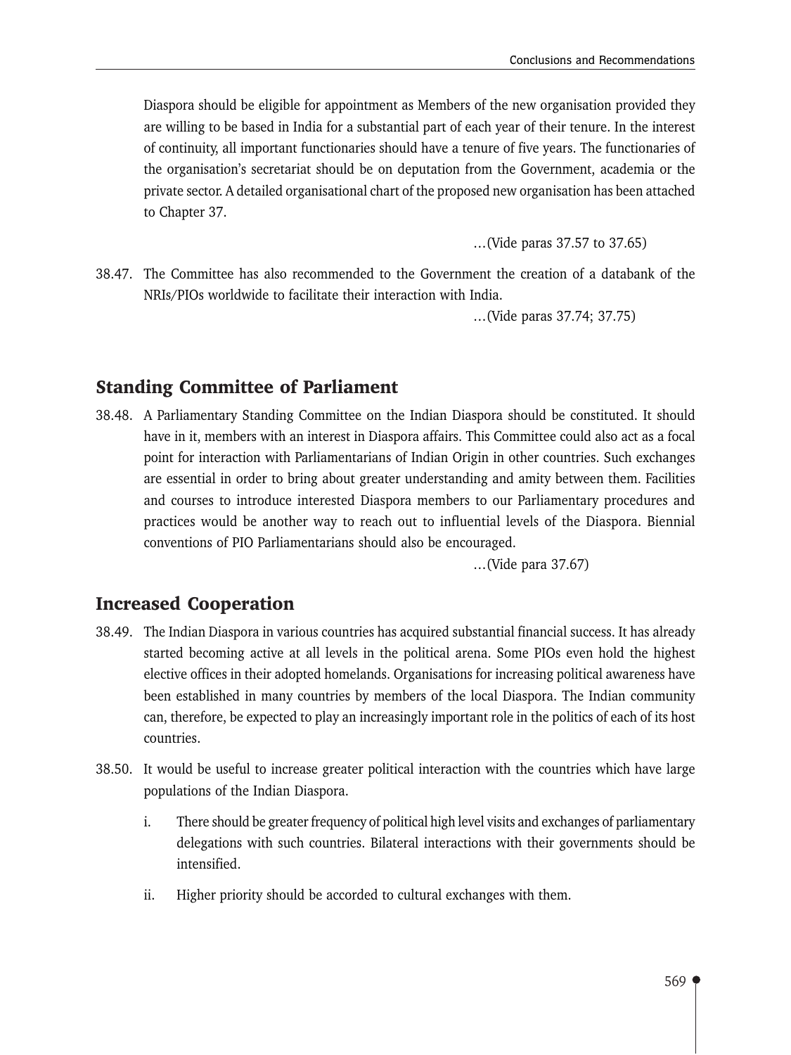Diaspora should be eligible for appointment as Members of the new organisation provided they are willing to be based in India for a substantial part of each year of their tenure. In the interest of continuity, all important functionaries should have a tenure of five years. The functionaries of the organisation's secretariat should be on deputation from the Government, academia or the private sector. A detailed organisational chart of the proposed new organisation has been attached to Chapter 37.

…(Vide paras 37.57 to 37.65)

38.47. The Committee has also recommended to the Government the creation of a databank of the NRIs/PIOs worldwide to facilitate their interaction with India.

…(Vide paras 37.74; 37.75)

## Standing Committee of Parliament

38.48. A Parliamentary Standing Committee on the Indian Diaspora should be constituted. It should have in it, members with an interest in Diaspora affairs. This Committee could also act as a focal point for interaction with Parliamentarians of Indian Origin in other countries. Such exchanges are essential in order to bring about greater understanding and amity between them. Facilities and courses to introduce interested Diaspora members to our Parliamentary procedures and practices would be another way to reach out to influential levels of the Diaspora. Biennial conventions of PIO Parliamentarians should also be encouraged.

…(Vide para 37.67)

## Increased Cooperation

38.49. The Indian Diaspora in various countries has acquired substantial financial success. It has already started becoming active at all levels in the political arena. Some PIOs even hold the highest elective offices in their adopted homelands. Organisations for increasing political awareness have been established in many countries by members of the local Diaspora. The Indian community can, therefore, be expected to play an increasingly important role in the politics of each of its host countries.

38.50. It would be useful to increase greater political interaction with the countries which have large populations of the Indian Diaspora.

i. There should be greater frequency of political high level visits and exchanges of parliamentary delegations with such countries. Bilateral interactions with their governments should be intensified.

ii. Higher priority should be accorded to cultural exchanges with them.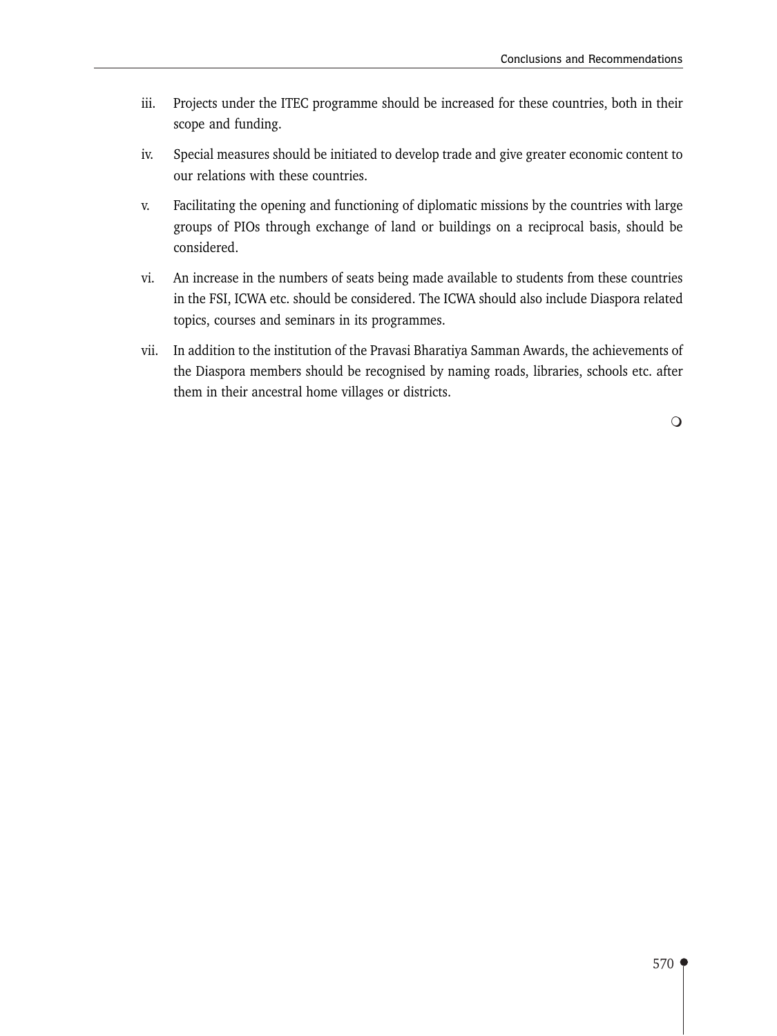iii. Projects under the ITEC programme should be increased for these countries, both in their scope and funding.

iv. Special measures should be initiated to develop trade and give greater economic content to our relations with these countries.

v. Facilitating the opening and functioning of diplomatic missions by the countries with large groups of PIOs through exchange of land or buildings on a reciprocal basis, should be considered.

vi. An increase in the numbers of seats being made available to students from these countries in the FSI, ICWA etc. should be considered. The ICWA should also include Diaspora related topics, courses and seminars in its programmes.

vii. In addition to the institution of the Pravasi Bharatiya Samman Awards, the achievements of the Diaspora members should be recognised by naming roads, libraries, schools etc. after them in their ancestral home villages or districts.